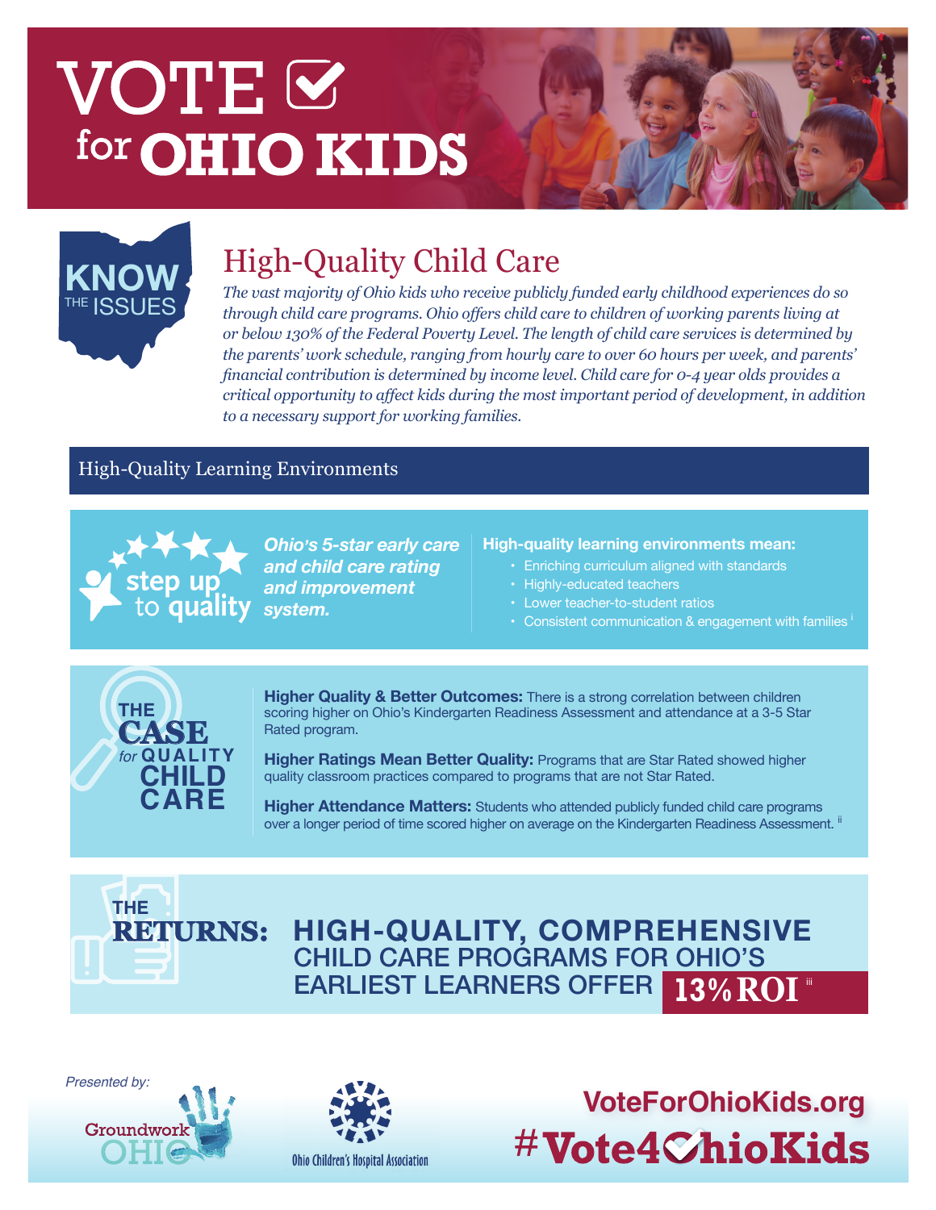# VOTE ☑ for OHIO KIDS

**KNOW THE ISSUES**

## High-Quality Child Care

*The vast majority of Ohio kids who receive publicly funded early childhood experiences do so through child care programs. Ohio offers child care to children of working parents living at or below 130% of the Federal Poverty Level. The length of child care services is determined by the parents' work schedule, ranging from hourly care to over 60 hours per week, and parents' financial contribution is determined by income level. Child care for 0-4 year olds provides a critical opportunity to affect kids during the most important period of development, in addition to a necessary support for working families.*

### High-Quality Learning Environments

**step up to quality**

***Ohio's 5-star early care and child care rating and improvement system.***

**High-quality learning environments mean:**

- Enriching curriculum aligned with standards
- Highly-educated teachers
- Lower teacher-to-student ratios
- Consistent communication & engagement with families [i]

**THE CASE *for* QUALITY CHILD CARE**

**Higher Quality & Better Outcomes:** There is a strong correlation between children scoring higher on Ohio's Kindergarten Readiness Assessment and attendance at a 3-5 Star Rated program.

**Higher Ratings Mean Better Quality:** Programs that are Star Rated showed higher quality classroom practices compared to programs that are not Star Rated.

**Higher Attendance Matters:** Students who attended publicly funded child care programs over a longer period of time scored higher on average on the Kindergarten Readiness Assessment. [ii]

**THE RETURNS:** **HIGH-QUALITY, COMPREHENSIVE** CHILD CARE PROGRAMS FOR OHIO'S EARLIEST LEARNERS OFFER **13% ROI** [iii]

*Presented by:*

Groundwork OHIO

Ohio Children's Hospital Association

**VoteForOhioKids.org**

**#Vote4OhioKids**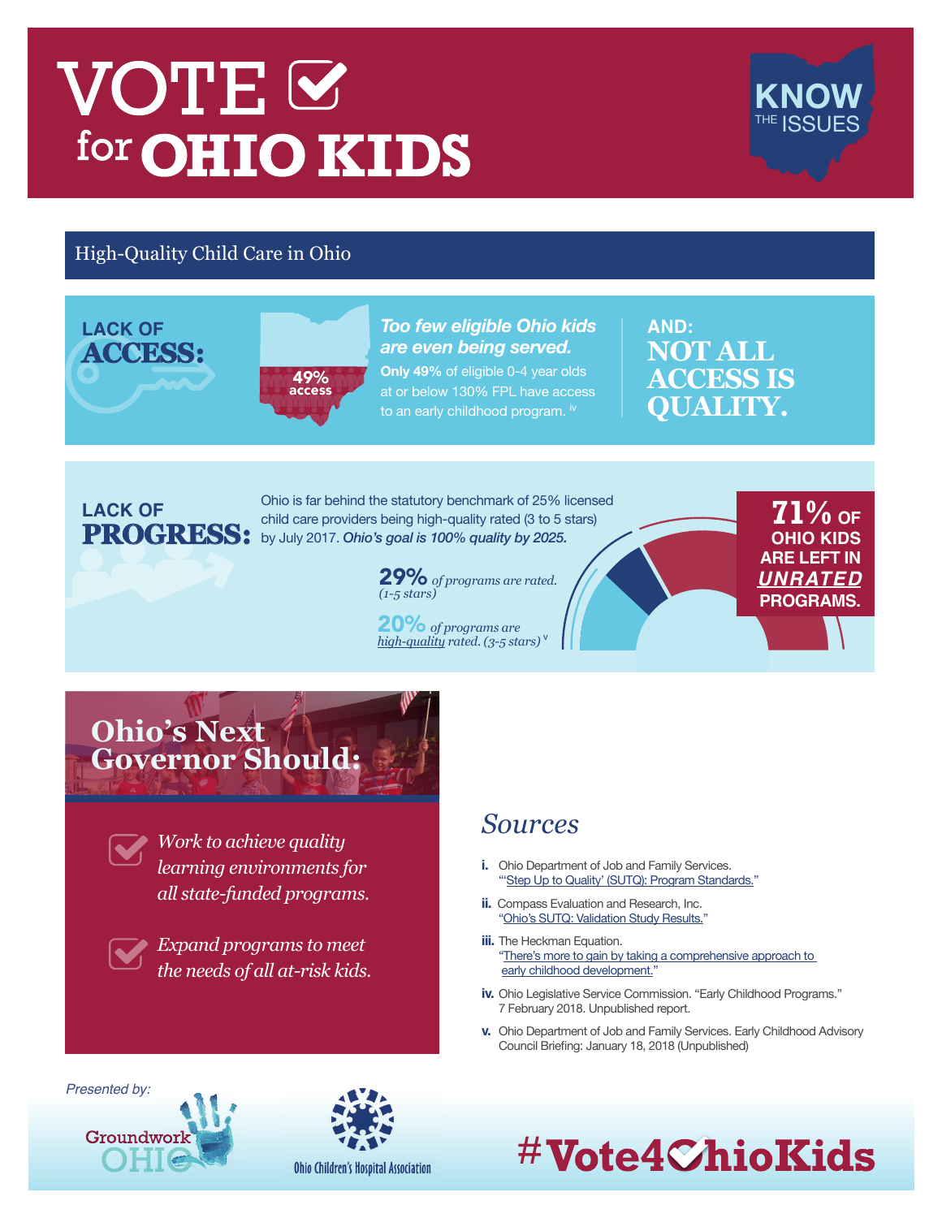# VOTE for OHIO KIDS

KNOW THE ISSUES

## High-Quality Child Care in Ohio

### LACK OF ACCESS:

49% access

***Too few eligible Ohio kids are even being served.***

**Only 49%** of eligible 0-4 year olds at or below 130% FPL have access to an early childhood program. [iv]

**AND: NOT ALL ACCESS IS QUALITY.**

### LACK OF PROGRESS:

Ohio is far behind the statutory benchmark of 25% licensed child care providers being high-quality rated (3 to 5 stars) by July 2017. ***Ohio's goal is 100% quality by 2025.***

**29%** *of programs are rated. (1-5 stars)*

**20%** *of programs are high-quality rated. (3-5 stars)* [v]

**71% OF OHIO KIDS ARE LEFT IN *UNRATED* PROGRAMS.**

## Ohio's Next Governor Should:

- *Work to achieve quality learning environments for all state-funded programs.*
- *Expand programs to meet the needs of all at-risk kids.*

## Sources

i. Ohio Department of Job and Family Services. "'Step Up to Quality' (SUTQ): Program Standards."

ii. Compass Evaluation and Research, Inc. "Ohio's SUTQ: Validation Study Results."

iii. The Heckman Equation. "There's more to gain by taking a comprehensive approach to early childhood development."

iv. Ohio Legislative Service Commission. "Early Childhood Programs." 7 February 2018. Unpublished report.

v. Ohio Department of Job and Family Services. Early Childhood Advisory Council Briefing: January 18, 2018 (Unpublished)

*Presented by:*

Groundwork OHIO

Ohio Children's Hospital Association

#Vote4OhioKids